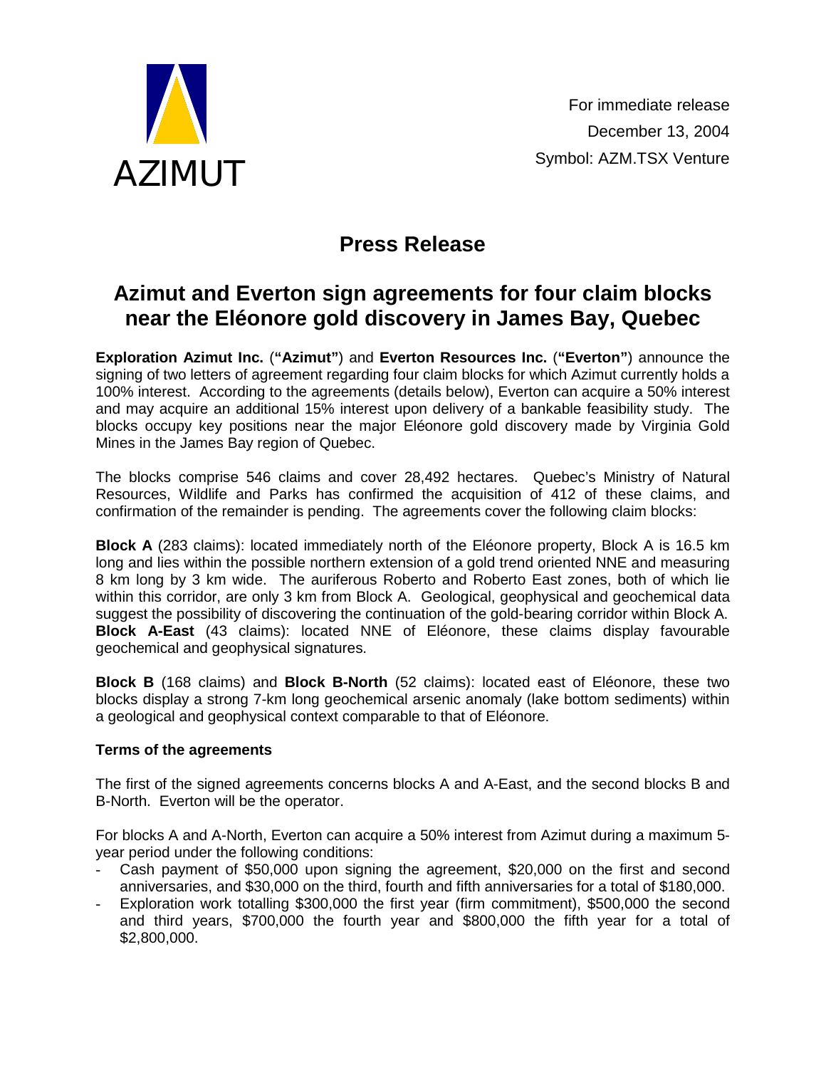AZIMUT

For immediate release
December 13, 2004
Symbol: AZM.TSX Venture

# Press Release

## Azimut and Everton sign agreements for four claim blocks near the Eléonore gold discovery in James Bay, Quebec

**Exploration Azimut Inc.** (**"Azimut"**) and **Everton Resources Inc.** (**"Everton"**) announce the signing of two letters of agreement regarding four claim blocks for which Azimut currently holds a 100% interest. According to the agreements (details below), Everton can acquire a 50% interest and may acquire an additional 15% interest upon delivery of a bankable feasibility study. The blocks occupy key positions near the major Eléonore gold discovery made by Virginia Gold Mines in the James Bay region of Quebec.

The blocks comprise 546 claims and cover 28,492 hectares. Quebec's Ministry of Natural Resources, Wildlife and Parks has confirmed the acquisition of 412 of these claims, and confirmation of the remainder is pending. The agreements cover the following claim blocks:

**Block A** (283 claims): located immediately north of the Eléonore property, Block A is 16.5 km long and lies within the possible northern extension of a gold trend oriented NNE and measuring 8 km long by 3 km wide. The auriferous Roberto and Roberto East zones, both of which lie within this corridor, are only 3 km from Block A. Geological, geophysical and geochemical data suggest the possibility of discovering the continuation of the gold-bearing corridor within Block A. **Block A-East** (43 claims): located NNE of Eléonore, these claims display favourable geochemical and geophysical signatures.

**Block B** (168 claims) and **Block B-North** (52 claims): located east of Eléonore, these two blocks display a strong 7-km long geochemical arsenic anomaly (lake bottom sediments) within a geological and geophysical context comparable to that of Eléonore.

**Terms of the agreements**

The first of the signed agreements concerns blocks A and A-East, and the second blocks B and B-North. Everton will be the operator.

For blocks A and A-North, Everton can acquire a 50% interest from Azimut during a maximum 5-year period under the following conditions:

- Cash payment of $50,000 upon signing the agreement, $20,000 on the first and second anniversaries, and $30,000 on the third, fourth and fifth anniversaries for a total of $180,000.
- Exploration work totalling $300,000 the first year (firm commitment), $500,000 the second and third years, $700,000 the fourth year and $800,000 the fifth year for a total of $2,800,000.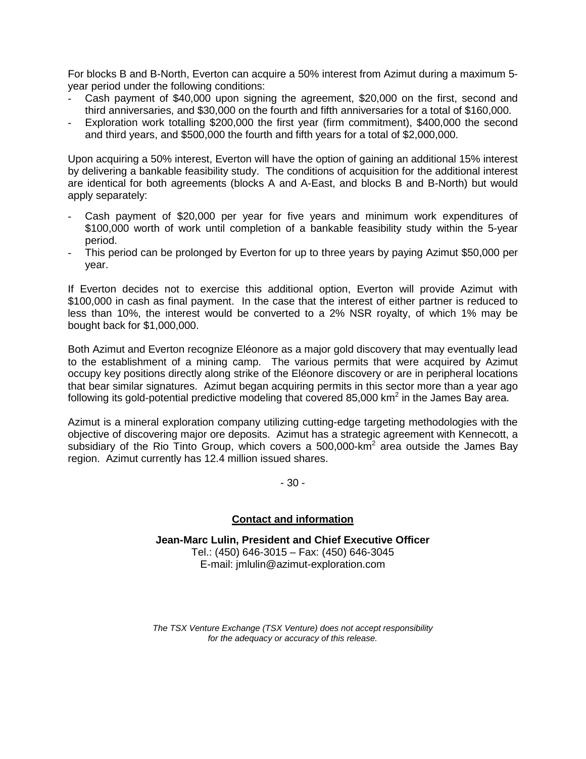For blocks B and B-North, Everton can acquire a 50% interest from Azimut during a maximum 5-year period under the following conditions:

- Cash payment of $40,000 upon signing the agreement, $20,000 on the first, second and third anniversaries, and $30,000 on the fourth and fifth anniversaries for a total of $160,000.
- Exploration work totalling $200,000 the first year (firm commitment), $400,000 the second and third years, and $500,000 the fourth and fifth years for a total of $2,000,000.

Upon acquiring a 50% interest, Everton will have the option of gaining an additional 15% interest by delivering a bankable feasibility study. The conditions of acquisition for the additional interest are identical for both agreements (blocks A and A-East, and blocks B and B-North) but would apply separately:

- Cash payment of $20,000 per year for five years and minimum work expenditures of $100,000 worth of work until completion of a bankable feasibility study within the 5-year period.
- This period can be prolonged by Everton for up to three years by paying Azimut $50,000 per year.

If Everton decides not to exercise this additional option, Everton will provide Azimut with $100,000 in cash as final payment. In the case that the interest of either partner is reduced to less than 10%, the interest would be converted to a 2% NSR royalty, of which 1% may be bought back for $1,000,000.

Both Azimut and Everton recognize Eléonore as a major gold discovery that may eventually lead to the establishment of a mining camp. The various permits that were acquired by Azimut occupy key positions directly along strike of the Eléonore discovery or are in peripheral locations that bear similar signatures. Azimut began acquiring permits in this sector more than a year ago following its gold-potential predictive modeling that covered 85,000 km$^2$ in the James Bay area.

Azimut is a mineral exploration company utilizing cutting-edge targeting methodologies with the objective of discovering major ore deposits. Azimut has a strategic agreement with Kennecott, a subsidiary of the Rio Tinto Group, which covers a 500,000-km$^2$ area outside the James Bay region. Azimut currently has 12.4 million issued shares.

- 30 -

**Contact and information**

**Jean-Marc Lulin, President and Chief Executive Officer**
Tel.: (450) 646-3015 – Fax: (450) 646-3045
E-mail: jmlulin@azimut-exploration.com

*The TSX Venture Exchange (TSX Venture) does not accept responsibility for the adequacy or accuracy of this release.*